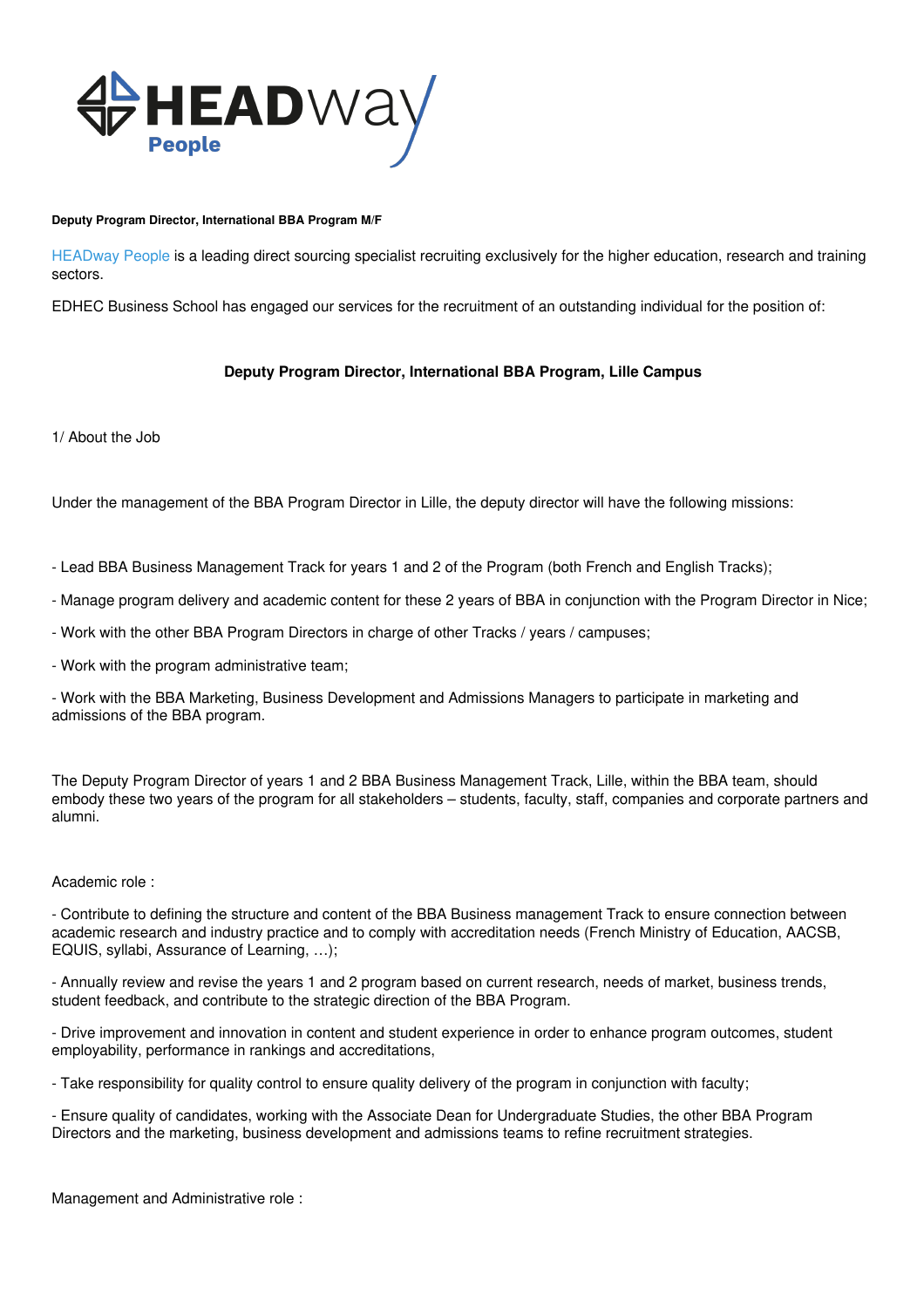**Deputy Program Director, International BBA Program M/F**

HEADway People is a leading direct sourcing specialist recruiting exclusively for the higher education, research and training sectors.

EDHEC Business School has engaged our services for the recruitment of an outstanding individual for the position of:

**Deputy Program Director, International BBA Program, Lille Campus**

1/ About the Job

Under the management of the BBA Program Director in Lille, the deputy director will have the following missions:

- Lead BBA Business Management Track for years 1 and 2 of the Program (both French and English Tracks);
- Manage program delivery and academic content for these 2 years of BBA in conjunction with the Program Director in Nice;
- Work with the other BBA Program Directors in charge of other Tracks / years / campuses;
- Work with the program administrative team;
- Work with the BBA Marketing, Business Development and Admissions Managers to participate in marketing and admissions of the BBA program.

The Deputy Program Director of years 1 and 2 BBA Business Management Track, Lille, within the BBA team, should embody these two years of the program for all stakeholders – students, faculty, staff, companies and corporate partners and alumni.

Academic role :

- Contribute to defining the structure and content of the BBA Business management Track to ensure connection between academic research and industry practice and to comply with accreditation needs (French Ministry of Education, AACSB, EQUIS, syllabi, Assurance of Learning, …);
- Annually review and revise the years 1 and 2 program based on current research, needs of market, business trends, student feedback, and contribute to the strategic direction of the BBA Program.
- Drive improvement and innovation in content and student experience in order to enhance program outcomes, student employability, performance in rankings and accreditations,
- Take responsibility for quality control to ensure quality delivery of the program in conjunction with faculty;
- Ensure quality of candidates, working with the Associate Dean for Undergraduate Studies, the other BBA Program Directors and the marketing, business development and admissions teams to refine recruitment strategies.

Management and Administrative role :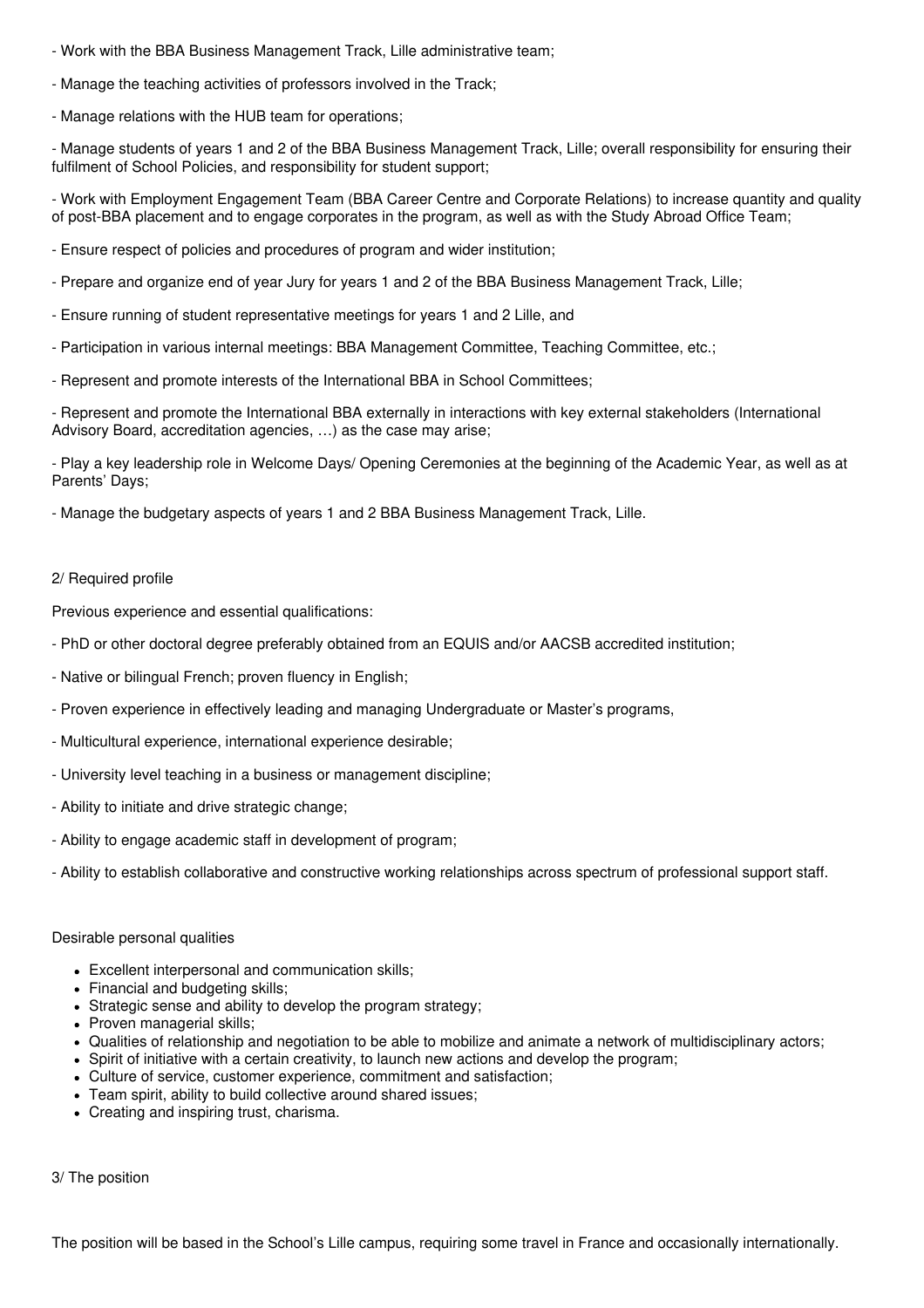- Work with the BBA Business Management Track, Lille administrative team;

- Manage the teaching activities of professors involved in the Track;

- Manage relations with the HUB team for operations;

- Manage students of years 1 and 2 of the BBA Business Management Track, Lille; overall responsibility for ensuring their fulfilment of School Policies, and responsibility for student support;

- Work with Employment Engagement Team (BBA Career Centre and Corporate Relations) to increase quantity and quality of post-BBA placement and to engage corporates in the program, as well as with the Study Abroad Office Team;

- Ensure respect of policies and procedures of program and wider institution;

- Prepare and organize end of year Jury for years 1 and 2 of the BBA Business Management Track, Lille;

- Ensure running of student representative meetings for years 1 and 2 Lille, and

- Participation in various internal meetings: BBA Management Committee, Teaching Committee, etc.;

- Represent and promote interests of the International BBA in School Committees;

- Represent and promote the International BBA externally in interactions with key external stakeholders (International Advisory Board, accreditation agencies, …) as the case may arise;

- Play a key leadership role in Welcome Days/ Opening Ceremonies at the beginning of the Academic Year, as well as at Parents' Days;

- Manage the budgetary aspects of years 1 and 2 BBA Business Management Track, Lille.

2/ Required profile

Previous experience and essential qualifications:

- PhD or other doctoral degree preferably obtained from an EQUIS and/or AACSB accredited institution;

- Native or bilingual French; proven fluency in English;

- Proven experience in effectively leading and managing Undergraduate or Master's programs,

- Multicultural experience, international experience desirable;

- University level teaching in a business or management discipline;

- Ability to initiate and drive strategic change;

- Ability to engage academic staff in development of program;

- Ability to establish collaborative and constructive working relationships across spectrum of professional support staff.

Desirable personal qualities

- Excellent interpersonal and communication skills;
- Financial and budgeting skills;
- Strategic sense and ability to develop the program strategy;
- Proven managerial skills;
- Qualities of relationship and negotiation to be able to mobilize and animate a network of multidisciplinary actors;
- Spirit of initiative with a certain creativity, to launch new actions and develop the program;
- Culture of service, customer experience, commitment and satisfaction;
- Team spirit, ability to build collective around shared issues;
- Creating and inspiring trust, charisma.

3/ The position

The position will be based in the School's Lille campus, requiring some travel in France and occasionally internationally.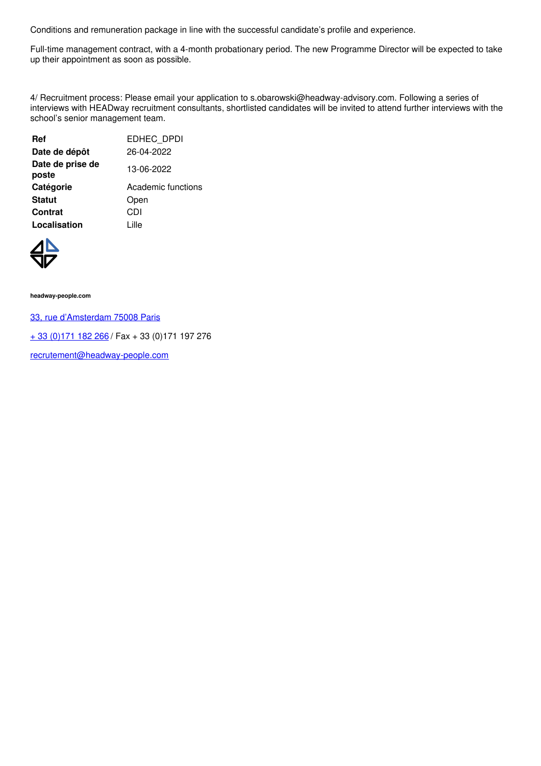Conditions and remuneration package in line with the successful candidate's profile and experience.

Full-time management contract, with a 4-month probationary period. The new Programme Director will be expected to take up their appointment as soon as possible.

4/ Recruitment process: Please email your application to s.obarowski@headway-advisory.com. Following a series of interviews with HEADway recruitment consultants, shortlisted candidates will be invited to attend further interviews with the school's senior management team.

| | |
|---|---|
| **Ref** | EDHEC_DPDI |
| **Date de dépôt** | 26-04-2022 |
| **Date de prise de poste** | 13-06-2022 |
| **Catégorie** | Academic functions |
| **Statut** | Open |
| **Contrat** | CDI |
| **Localisation** | Lille |

**headway-people.com**

[33, rue d'Amsterdam 75008 Paris]()

[+ 33 (0)171 182 266]() / Fax + 33 (0)171 197 276

[recrutement@headway-people.com]()